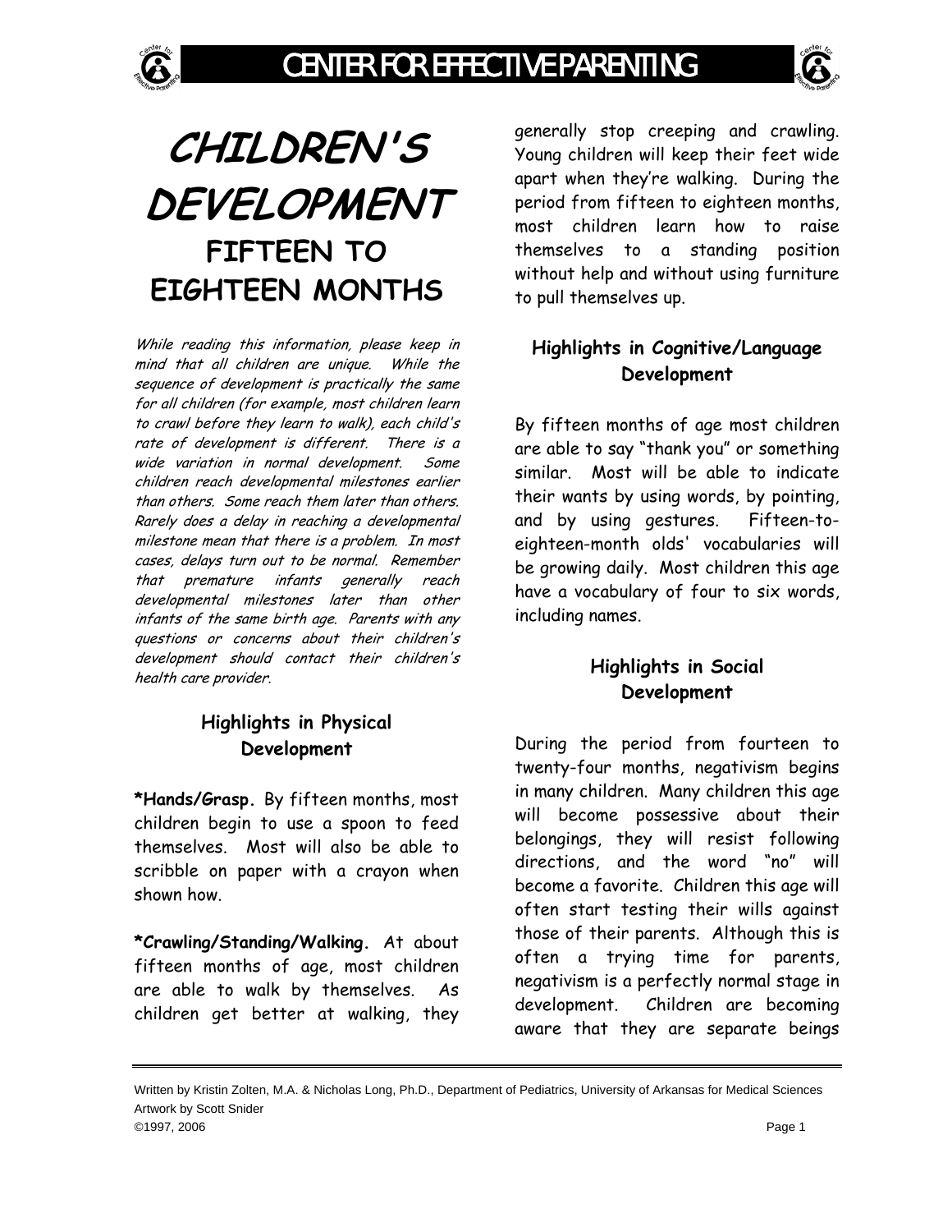# CHILDREN'S DEVELOPMENT

## FIFTEEN TO EIGHTEEN MONTHS

*While reading this information, please keep in mind that all children are unique. While the sequence of development is practically the same for all children (for example, most children learn to crawl before they learn to walk), each child's rate of development is different. There is a wide variation in normal development. Some children reach developmental milestones earlier than others. Some reach them later than others. Rarely does a delay in reaching a developmental milestone mean that there is a problem. In most cases, delays turn out to be normal. Remember that premature infants generally reach developmental milestones later than other infants of the same birth age. Parents with any questions or concerns about their children's development should contact their children's health care provider.*

### Highlights in Physical Development

**\*Hands/Grasp.** By fifteen months, most children begin to use a spoon to feed themselves. Most will also be able to scribble on paper with a crayon when shown how.

**\*Crawling/Standing/Walking.** At about fifteen months of age, most children are able to walk by themselves. As children get better at walking, they generally stop creeping and crawling. Young children will keep their feet wide apart when they're walking. During the period from fifteen to eighteen months, most children learn how to raise themselves to a standing position without help and without using furniture to pull themselves up.

### Highlights in Cognitive/Language Development

By fifteen months of age most children are able to say "thank you" or something similar. Most will be able to indicate their wants by using words, by pointing, and by using gestures. Fifteen-to-eighteen-month olds' vocabularies will be growing daily. Most children this age have a vocabulary of four to six words, including names.

### Highlights in Social Development

During the period from fourteen to twenty-four months, negativism begins in many children. Many children this age will become possessive about their belongings, they will resist following directions, and the word "no" will become a favorite. Children this age will often start testing their wills against those of their parents. Although this is often a trying time for parents, negativism is a perfectly normal stage in development. Children are becoming aware that they are separate beings

Written by Kristin Zolten, M.A. & Nicholas Long, Ph.D., Department of Pediatrics, University of Arkansas for Medical Sciences
Artwork by Scott Snider
©1997, 2006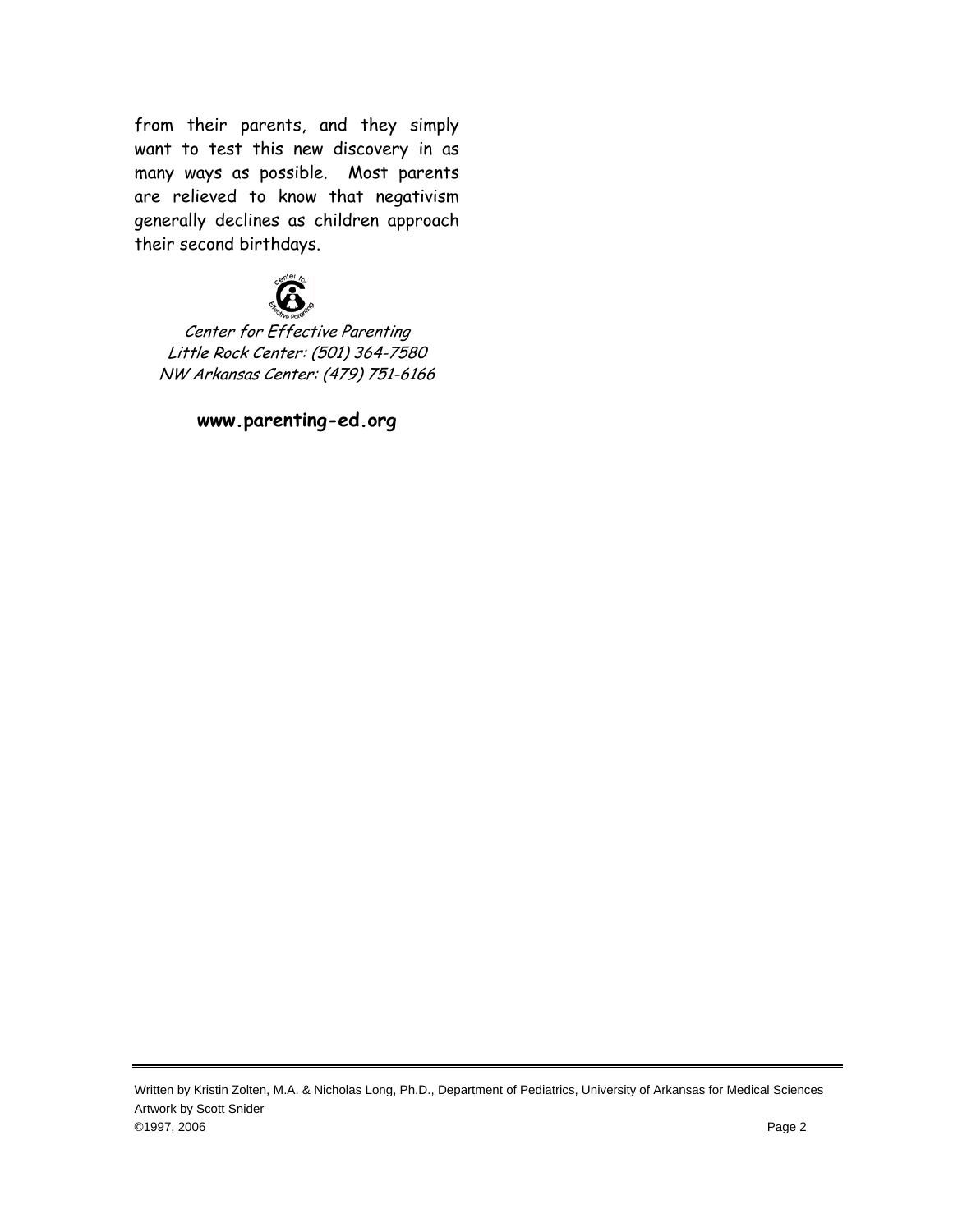from their parents, and they simply want to test this new discovery in as many ways as possible. Most parents are relieved to know that negativism generally declines as children approach their second birthdays.

*Center for Effective Parenting*
*Little Rock Center: (501) 364-7580*
*NW Arkansas Center: (479) 751-6166*

**www.parenting-ed.org**

---

Written by Kristin Zolten, M.A. & Nicholas Long, Ph.D., Department of Pediatrics, University of Arkansas for Medical Sciences
Artwork by Scott Snider
©1997, 2006